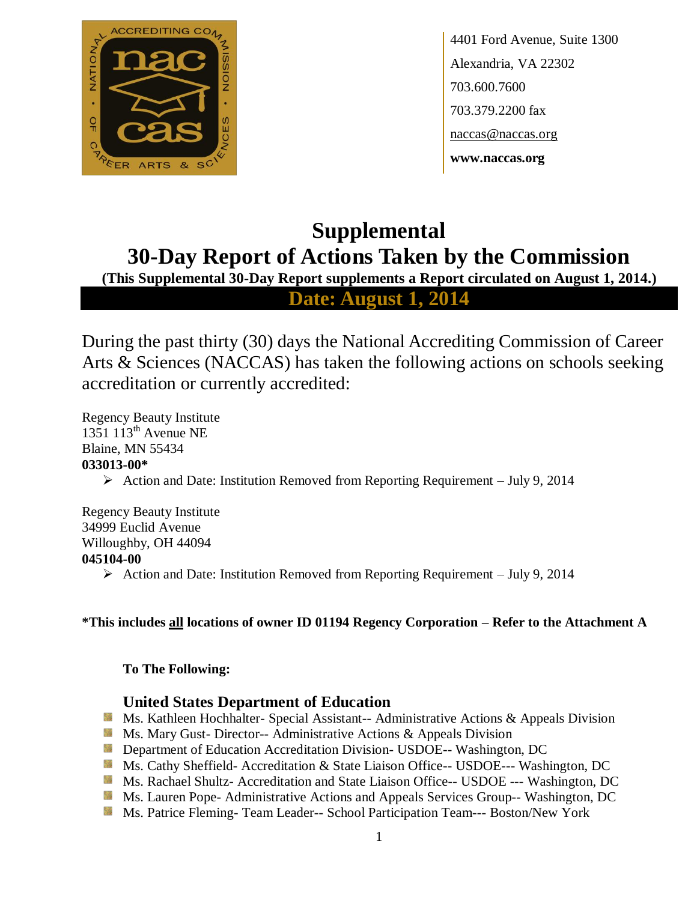4401 Ford Avenue, Suite 1300
Alexandria, VA 22302
703.600.7600
703.379.2200 fax
naccas@naccas.org
**www.naccas.org**

# Supplemental
# 30-Day Report of Actions Taken by the Commission

**(This Supplemental 30-Day Report supplements a Report circulated on August 1, 2014.)**

**Date: August 1, 2014**

During the past thirty (30) days the National Accrediting Commission of Career Arts & Sciences (NACCAS) has taken the following actions on schools seeking accreditation or currently accredited:

Regency Beauty Institute
1351 113th Avenue NE
Blaine, MN 55434
**033013-00***

- Action and Date: Institution Removed from Reporting Requirement – July 9, 2014

Regency Beauty Institute
34999 Euclid Avenue
Willoughby, OH 44094
**045104-00**

- Action and Date: Institution Removed from Reporting Requirement – July 9, 2014

***This includes all locations of owner ID 01194 Regency Corporation – Refer to the Attachment A**

**To The Following:**

### United States Department of Education

- Ms. Kathleen Hochhalter- Special Assistant-- Administrative Actions & Appeals Division
- Ms. Mary Gust- Director-- Administrative Actions & Appeals Division
- Department of Education Accreditation Division- USDOE-- Washington, DC
- Ms. Cathy Sheffield- Accreditation & State Liaison Office-- USDOE--- Washington, DC
- Ms. Rachael Shultz- Accreditation and State Liaison Office-- USDOE --- Washington, DC
- Ms. Lauren Pope- Administrative Actions and Appeals Services Group-- Washington, DC
- Ms. Patrice Fleming- Team Leader-- School Participation Team--- Boston/New York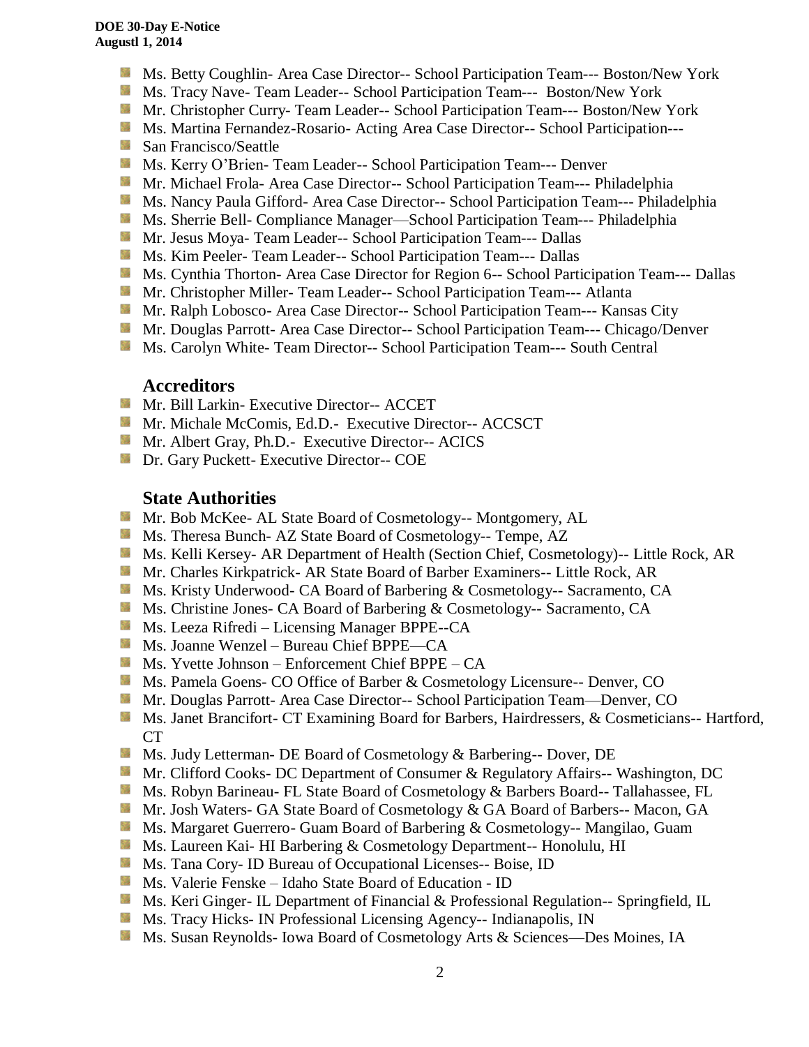- Ms. Betty Coughlin- Area Case Director-- School Participation Team--- Boston/New York
- Ms. Tracy Nave- Team Leader-- School Participation Team--- Boston/New York
- Mr. Christopher Curry- Team Leader-- School Participation Team--- Boston/New York
- Ms. Martina Fernandez-Rosario- Acting Area Case Director-- School Participation---
- San Francisco/Seattle
- Ms. Kerry O'Brien- Team Leader-- School Participation Team--- Denver
- Mr. Michael Frola- Area Case Director-- School Participation Team--- Philadelphia
- Ms. Nancy Paula Gifford- Area Case Director-- School Participation Team--- Philadelphia
- Ms. Sherrie Bell- Compliance Manager—School Participation Team--- Philadelphia
- Mr. Jesus Moya- Team Leader-- School Participation Team--- Dallas
- Ms. Kim Peeler- Team Leader-- School Participation Team--- Dallas
- Ms. Cynthia Thorton- Area Case Director for Region 6-- School Participation Team--- Dallas
- Mr. Christopher Miller- Team Leader-- School Participation Team--- Atlanta
- Mr. Ralph Lobosco- Area Case Director-- School Participation Team--- Kansas City
- Mr. Douglas Parrott- Area Case Director-- School Participation Team--- Chicago/Denver
- Ms. Carolyn White- Team Director-- School Participation Team--- South Central

## Accreditors

- Mr. Bill Larkin- Executive Director-- ACCET
- Mr. Michale McComis, Ed.D.- Executive Director-- ACCSCT
- Mr. Albert Gray, Ph.D.- Executive Director-- ACICS
- Dr. Gary Puckett- Executive Director-- COE

## State Authorities

- Mr. Bob McKee- AL State Board of Cosmetology-- Montgomery, AL
- Ms. Theresa Bunch- AZ State Board of Cosmetology-- Tempe, AZ
- Ms. Kelli Kersey- AR Department of Health (Section Chief, Cosmetology)-- Little Rock, AR
- Mr. Charles Kirkpatrick- AR State Board of Barber Examiners-- Little Rock, AR
- Ms. Kristy Underwood- CA Board of Barbering & Cosmetology-- Sacramento, CA
- Ms. Christine Jones- CA Board of Barbering & Cosmetology-- Sacramento, CA
- Ms. Leeza Rifredi – Licensing Manager BPPE--CA
- Ms. Joanne Wenzel – Bureau Chief BPPE—CA
- Ms. Yvette Johnson – Enforcement Chief BPPE – CA
- Ms. Pamela Goens- CO Office of Barber & Cosmetology Licensure-- Denver, CO
- Mr. Douglas Parrott- Area Case Director-- School Participation Team—Denver, CO
- Ms. Janet Brancifort- CT Examining Board for Barbers, Hairdressers, & Cosmeticians-- Hartford, CT
- Ms. Judy Letterman- DE Board of Cosmetology & Barbering-- Dover, DE
- Mr. Clifford Cooks- DC Department of Consumer & Regulatory Affairs-- Washington, DC
- Ms. Robyn Barineau- FL State Board of Cosmetology & Barbers Board-- Tallahassee, FL
- Mr. Josh Waters- GA State Board of Cosmetology & GA Board of Barbers-- Macon, GA
- Ms. Margaret Guerrero- Guam Board of Barbering & Cosmetology-- Mangilao, Guam
- Ms. Laureen Kai- HI Barbering & Cosmetology Department-- Honolulu, HI
- Ms. Tana Cory- ID Bureau of Occupational Licenses-- Boise, ID
- Ms. Valerie Fenske – Idaho State Board of Education - ID
- Ms. Keri Ginger- IL Department of Financial & Professional Regulation-- Springfield, IL
- Ms. Tracy Hicks- IN Professional Licensing Agency-- Indianapolis, IN
- Ms. Susan Reynolds- Iowa Board of Cosmetology Arts & Sciences—Des Moines, IA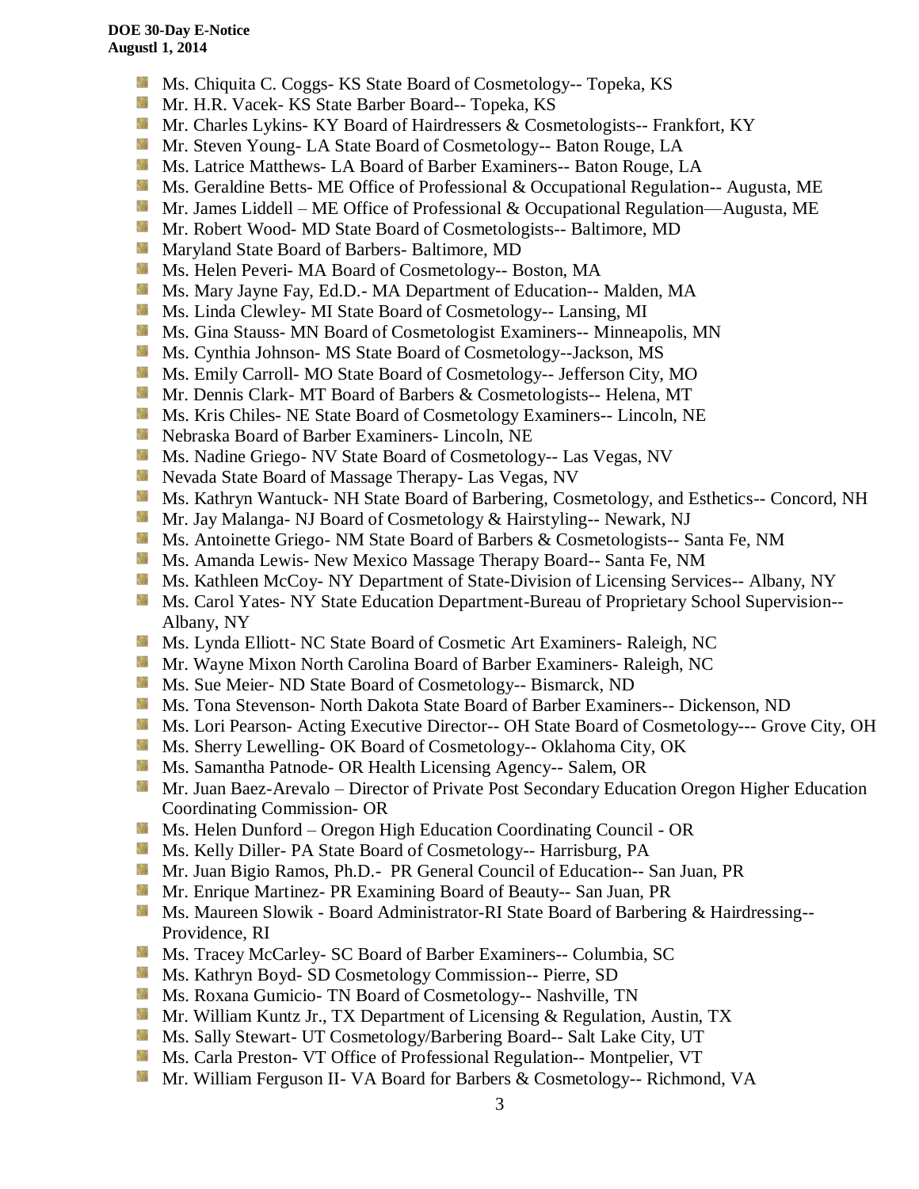- Ms. Chiquita C. Coggs- KS State Board of Cosmetology-- Topeka, KS
- Mr. H.R. Vacek- KS State Barber Board-- Topeka, KS
- Mr. Charles Lykins- KY Board of Hairdressers & Cosmetologists-- Frankfort, KY
- Mr. Steven Young- LA State Board of Cosmetology-- Baton Rouge, LA
- Ms. Latrice Matthews- LA Board of Barber Examiners-- Baton Rouge, LA
- Ms. Geraldine Betts- ME Office of Professional & Occupational Regulation-- Augusta, ME
- Mr. James Liddell – ME Office of Professional & Occupational Regulation—Augusta, ME
- Mr. Robert Wood- MD State Board of Cosmetologists-- Baltimore, MD
- Maryland State Board of Barbers- Baltimore, MD
- Ms. Helen Peveri- MA Board of Cosmetology-- Boston, MA
- Ms. Mary Jayne Fay, Ed.D.- MA Department of Education-- Malden, MA
- Ms. Linda Clewley- MI State Board of Cosmetology-- Lansing, MI
- Ms. Gina Stauss- MN Board of Cosmetologist Examiners-- Minneapolis, MN
- Ms. Cynthia Johnson- MS State Board of Cosmetology--Jackson, MS
- Ms. Emily Carroll- MO State Board of Cosmetology-- Jefferson City, MO
- Mr. Dennis Clark- MT Board of Barbers & Cosmetologists-- Helena, MT
- Ms. Kris Chiles- NE State Board of Cosmetology Examiners-- Lincoln, NE
- Nebraska Board of Barber Examiners- Lincoln, NE
- Ms. Nadine Griego- NV State Board of Cosmetology-- Las Vegas, NV
- Nevada State Board of Massage Therapy- Las Vegas, NV
- Ms. Kathryn Wantuck- NH State Board of Barbering, Cosmetology, and Esthetics-- Concord, NH
- Mr. Jay Malanga- NJ Board of Cosmetology & Hairstyling-- Newark, NJ
- Ms. Antoinette Griego- NM State Board of Barbers & Cosmetologists-- Santa Fe, NM
- Ms. Amanda Lewis- New Mexico Massage Therapy Board-- Santa Fe, NM
- Ms. Kathleen McCoy- NY Department of State-Division of Licensing Services-- Albany, NY
- Ms. Carol Yates- NY State Education Department-Bureau of Proprietary School Supervision-- Albany, NY
- Ms. Lynda Elliott- NC State Board of Cosmetic Art Examiners- Raleigh, NC
- Mr. Wayne Mixon North Carolina Board of Barber Examiners- Raleigh, NC
- Ms. Sue Meier- ND State Board of Cosmetology-- Bismarck, ND
- Ms. Tona Stevenson- North Dakota State Board of Barber Examiners-- Dickenson, ND
- Ms. Lori Pearson- Acting Executive Director-- OH State Board of Cosmetology--- Grove City, OH
- Ms. Sherry Lewelling- OK Board of Cosmetology-- Oklahoma City, OK
- Ms. Samantha Patnode- OR Health Licensing Agency-- Salem, OR
- Mr. Juan Baez-Arevalo – Director of Private Post Secondary Education Oregon Higher Education Coordinating Commission- OR
- Ms. Helen Dunford – Oregon High Education Coordinating Council - OR
- Ms. Kelly Diller- PA State Board of Cosmetology-- Harrisburg, PA
- Mr. Juan Bigio Ramos, Ph.D.- PR General Council of Education-- San Juan, PR
- Mr. Enrique Martinez- PR Examining Board of Beauty-- San Juan, PR
- Ms. Maureen Slowik - Board Administrator-RI State Board of Barbering & Hairdressing-- Providence, RI
- Ms. Tracey McCarley- SC Board of Barber Examiners-- Columbia, SC
- Ms. Kathryn Boyd- SD Cosmetology Commission-- Pierre, SD
- Ms. Roxana Gumicio- TN Board of Cosmetology-- Nashville, TN
- Mr. William Kuntz Jr., TX Department of Licensing & Regulation, Austin, TX
- Ms. Sally Stewart- UT Cosmetology/Barbering Board-- Salt Lake City, UT
- Ms. Carla Preston- VT Office of Professional Regulation-- Montpelier, VT
- Mr. William Ferguson II- VA Board for Barbers & Cosmetology-- Richmond, VA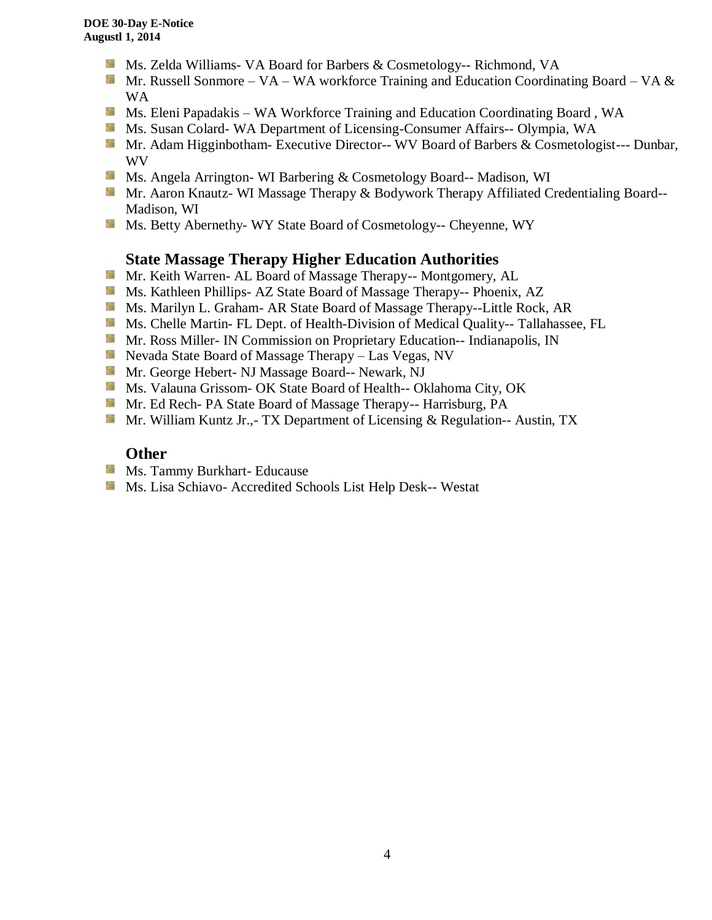- Ms. Zelda Williams- VA Board for Barbers & Cosmetology-- Richmond, VA
- Mr. Russell Sonmore – VA – WA workforce Training and Education Coordinating Board – VA & WA
- Ms. Eleni Papadakis – WA Workforce Training and Education Coordinating Board , WA
- Ms. Susan Colard- WA Department of Licensing-Consumer Affairs-- Olympia, WA
- Mr. Adam Higginbotham- Executive Director-- WV Board of Barbers & Cosmetologist--- Dunbar, WV
- Ms. Angela Arrington- WI Barbering & Cosmetology Board-- Madison, WI
- Mr. Aaron Knautz- WI Massage Therapy & Bodywork Therapy Affiliated Credentialing Board-- Madison, WI
- Ms. Betty Abernethy- WY State Board of Cosmetology-- Cheyenne, WY

## State Massage Therapy Higher Education Authorities

- Mr. Keith Warren- AL Board of Massage Therapy-- Montgomery, AL
- Ms. Kathleen Phillips- AZ State Board of Massage Therapy-- Phoenix, AZ
- Ms. Marilyn L. Graham- AR State Board of Massage Therapy--Little Rock, AR
- Ms. Chelle Martin- FL Dept. of Health-Division of Medical Quality-- Tallahassee, FL
- Mr. Ross Miller- IN Commission on Proprietary Education-- Indianapolis, IN
- Nevada State Board of Massage Therapy – Las Vegas, NV
- Mr. George Hebert- NJ Massage Board-- Newark, NJ
- Ms. Valauna Grissom- OK State Board of Health-- Oklahoma City, OK
- Mr. Ed Rech- PA State Board of Massage Therapy-- Harrisburg, PA
- Mr. William Kuntz Jr.,- TX Department of Licensing & Regulation-- Austin, TX

## Other

- Ms. Tammy Burkhart- Educause
- Ms. Lisa Schiavo- Accredited Schools List Help Desk-- Westat